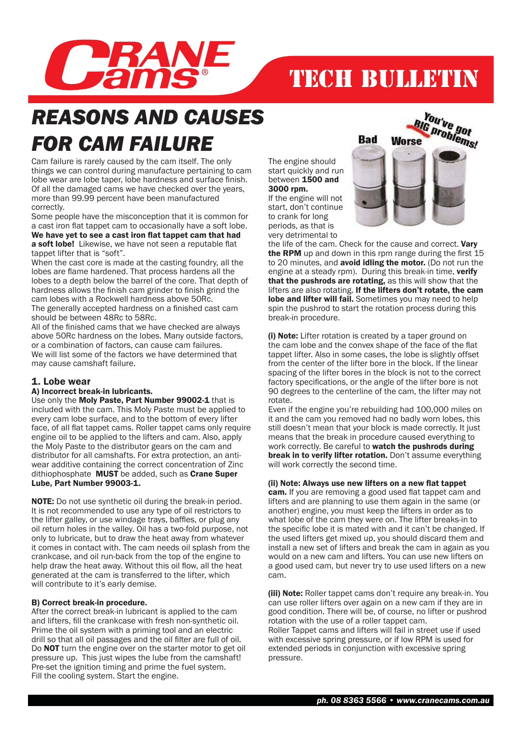# REASONS AND CAUSES FOR CAM FAILURE

Cam failure is rarely caused by the cam itself. The only things we can control during manufacture pertaining to cam lobe wear are lobe taper, lobe hardness and surface finish. Of all the damaged cams we have checked over the years, more than 99.99 percent have been manufactured correctly.

Some people have the misconception that it is common for a cast iron flat tappet cam to occasionally have a soft lobe. **We have yet to see a cast iron flat tappet cam that had a soft lobe!** Likewise, we have not seen a reputable flat tappet lifter that is "soft".

When the cast core is made at the casting foundry, all the lobes are flame hardened. That process hardens all the lobes to a depth below the barrel of the core. That depth of hardness allows the finish cam grinder to finish grind the cam lobes with a Rockwell hardness above 50Rc.

The generally accepted hardness on a finished cast cam should be between 48Rc to 58Rc.

All of the finished cams that we have checked are always above 50Rc hardness on the lobes. Many outside factors, or a combination of factors, can cause cam failures.

We will list some of the factors we have determined that may cause camshaft failure.

## 1. Lobe wear

### A) Incorrect break-in lubricants.

Use only the **Moly Paste, Part Number 99002-1** that is included with the cam. This Moly Paste must be applied to every cam lobe surface, and to the bottom of every lifter face, of all flat tappet cams. Roller tappet cams only require engine oil to be applied to the lifters and cam. Also, apply the Moly Paste to the distributor gears on the cam and distributor for all camshafts. For extra protection, an anti-wear additive containing the correct concentration of Zinc dithiophosphate **MUST** be added, such as **Crane Super Lube, Part Number 99003-1.**

**NOTE:** Do not use synthetic oil during the break-in period. It is not recommended to use any type of oil restrictors to the lifter galley, or use windage trays, baffles, or plug any oil return holes in the valley. Oil has a two-fold purpose, not only to lubricate, but to draw the heat away from whatever it comes in contact with. The cam needs oil splash from the crankcase, and oil run-back from the top of the engine to help draw the heat away. Without this oil flow, all the heat generated at the cam is transferred to the lifter, which will contribute to it's early demise.

### B) Correct break-in procedure.

After the correct break-in lubricant is applied to the cam and lifters, fill the crankcase with fresh non-synthetic oil. Prime the oil system with a priming tool and an electric drill so that all oil passages and the oil filter are full of oil. Do **NOT** turn the engine over on the starter motor to get oil pressure up. This just wipes the lube from the camshaft! Pre-set the ignition timing and prime the fuel system. Fill the cooling system. Start the engine.

The engine should start quickly and run between **1500 and 3000 rpm.**

If the engine will not start, don't continue to crank for long periods, as that is very detrimental to the life of the cam. Check for the cause and correct. **Vary the RPM** up and down in this rpm range during the first 15 to 20 minutes, and **avoid idling the motor.** (Do not run the engine at a steady rpm). During this break-in time, **verify that the pushrods are rotating,** as this will show that the lifters are also rotating. **If the lifters don't rotate, the cam lobe and lifter will fail.** Sometimes you may need to help spin the pushrod to start the rotation process during this break-in procedure.

Bad — Worse — You've got BIG problems!

**(i) Note:** Lifter rotation is created by a taper ground on the cam lobe and the convex shape of the face of the flat tappet lifter. Also in some cases, the lobe is slightly offset from the center of the lifter bore in the block. If the linear spacing of the lifter bores in the block is not to the correct factory specifications, or the angle of the lifter bore is not 90 degrees to the centerline of the cam, the lifter may not rotate.

Even if the engine you're rebuilding had 100,000 miles on it and the cam you removed had no badly worn lobes, this still doesn't mean that your block is made correctly. It just means that the break in procedure caused everything to work correctly. Be careful to **watch the pushrods during break in to verify lifter rotation.** Don't assume everything will work correctly the second time.

**(ii) Note: Always use new lifters on a new flat tappet cam.** If you are removing a good used flat tappet cam and lifters and are planning to use them again in the same (or another) engine, you must keep the lifters in order as to what lobe of the cam they were on. The lifter breaks-in to the specific lobe it is mated with and it can't be changed. If the used lifters get mixed up, you should discard them and install a new set of lifters and break the cam in again as you would on a new cam and lifters. You can use new lifters on a good used cam, but never try to use used lifters on a new cam.

**(iii) Note:** Roller tappet cams don't require any break-in. You can use roller lifters over again on a new cam if they are in good condition. There will be, of course, no lifter or pushrod rotation with the use of a roller tappet cam.

Roller Tappet cams and lifters will fail in street use if used with excessive spring pressure, or if low RPM is used for extended periods in conjunction with excessive spring pressure.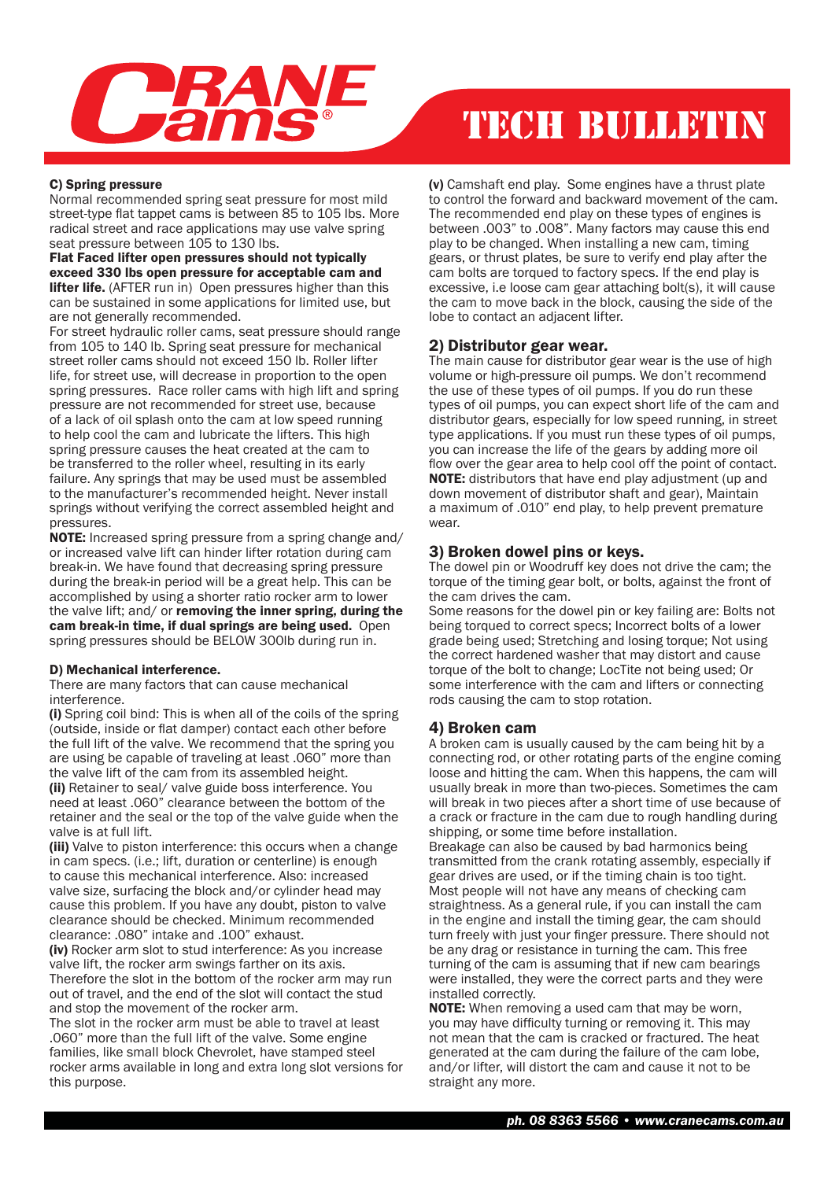### C) Spring pressure

Normal recommended spring seat pressure for most mild street-type flat tappet cams is between 85 to 105 lbs. More radical street and race applications may use valve spring seat pressure between 105 to 130 lbs.

**Flat Faced lifter open pressures should not typically exceed 330 lbs open pressure for acceptable cam and lifter life.** (AFTER run in) Open pressures higher than this can be sustained in some applications for limited use, but are not generally recommended.

For street hydraulic roller cams, seat pressure should range from 105 to 140 lb. Spring seat pressure for mechanical street roller cams should not exceed 150 lb. Roller lifter life, for street use, will decrease in proportion to the open spring pressures. Race roller cams with high lift and spring pressure are not recommended for street use, because of a lack of oil splash onto the cam at low speed running to help cool the cam and lubricate the lifters. This high spring pressure causes the heat created at the cam to be transferred to the roller wheel, resulting in its early failure. Any springs that may be used must be assembled to the manufacturer's recommended height. Never install springs without verifying the correct assembled height and pressures.

**NOTE:** Increased spring pressure from a spring change and/or increased valve lift can hinder lifter rotation during cam break-in. We have found that decreasing spring pressure during the break-in period will be a great help. This can be accomplished by using a shorter ratio rocker arm to lower the valve lift; and/ or **removing the inner spring, during the cam break-in time, if dual springs are being used.** Open spring pressures should be BELOW 300lb during run in.

### D) Mechanical interference.

There are many factors that can cause mechanical interference.

**(i)** Spring coil bind: This is when all of the coils of the spring (outside, inside or flat damper) contact each other before the full lift of the valve. We recommend that the spring you are using be capable of traveling at least .060" more than the valve lift of the cam from its assembled height.

**(ii)** Retainer to seal/ valve guide boss interference. You need at least .060" clearance between the bottom of the retainer and the seal or the top of the valve guide when the valve is at full lift.

**(iii)** Valve to piston interference: this occurs when a change in cam specs. (i.e.; lift, duration or centerline) is enough to cause this mechanical interference. Also: increased valve size, surfacing the block and/or cylinder head may cause this problem. If you have any doubt, piston to valve clearance should be checked. Minimum recommended clearance: .080" intake and .100" exhaust.

**(iv)** Rocker arm slot to stud interference: As you increase valve lift, the rocker arm swings farther on its axis. Therefore the slot in the bottom of the rocker arm may run out of travel, and the end of the slot will contact the stud and stop the movement of the rocker arm.

The slot in the rocker arm must be able to travel at least .060" more than the full lift of the valve. Some engine families, like small block Chevrolet, have stamped steel rocker arms available in long and extra long slot versions for this purpose.

**(v)** Camshaft end play. Some engines have a thrust plate to control the forward and backward movement of the cam. The recommended end play on these types of engines is between .003" to .008". Many factors may cause this end play to be changed. When installing a new cam, timing gears, or thrust plates, be sure to verify end play after the cam bolts are torqued to factory specs. If the end play is excessive, i.e loose cam gear attaching bolt(s), it will cause the cam to move back in the block, causing the side of the lobe to contact an adjacent lifter.

## 2) Distributor gear wear.

The main cause for distributor gear wear is the use of high volume or high-pressure oil pumps. We don't recommend the use of these types of oil pumps. If you do run these types of oil pumps, you can expect short life of the cam and distributor gears, especially for low speed running, in street type applications. If you must run these types of oil pumps, you can increase the life of the gears by adding more oil flow over the gear area to help cool off the point of contact.

**NOTE:** distributors that have end play adjustment (up and down movement of distributor shaft and gear), Maintain a maximum of .010" end play, to help prevent premature wear.

## 3) Broken dowel pins or keys.

The dowel pin or Woodruff key does not drive the cam; the torque of the timing gear bolt, or bolts, against the front of the cam drives the cam.

Some reasons for the dowel pin or key failing are: Bolts not being torqued to correct specs; Incorrect bolts of a lower grade being used; Stretching and losing torque; Not using the correct hardened washer that may distort and cause torque of the bolt to change; LocTite not being used; Or some interference with the cam and lifters or connecting rods causing the cam to stop rotation.

## 4) Broken cam

A broken cam is usually caused by the cam being hit by a connecting rod, or other rotating parts of the engine coming loose and hitting the cam. When this happens, the cam will usually break in more than two-pieces. Sometimes the cam will break in two pieces after a short time of use because of a crack or fracture in the cam due to rough handling during shipping, or some time before installation.

Breakage can also be caused by bad harmonics being transmitted from the crank rotating assembly, especially if gear drives are used, or if the timing chain is too tight. Most people will not have any means of checking cam straightness. As a general rule, if you can install the cam in the engine and install the timing gear, the cam should turn freely with just your finger pressure. There should not be any drag or resistance in turning the cam. This free turning of the cam is assuming that if new cam bearings were installed, they were the correct parts and they were installed correctly.

**NOTE:** When removing a used cam that may be worn, you may have difficulty turning or removing it. This may not mean that the cam is cracked or fractured. The heat generated at the cam during the failure of the cam lobe, and/or lifter, will distort the cam and cause it not to be straight any more.